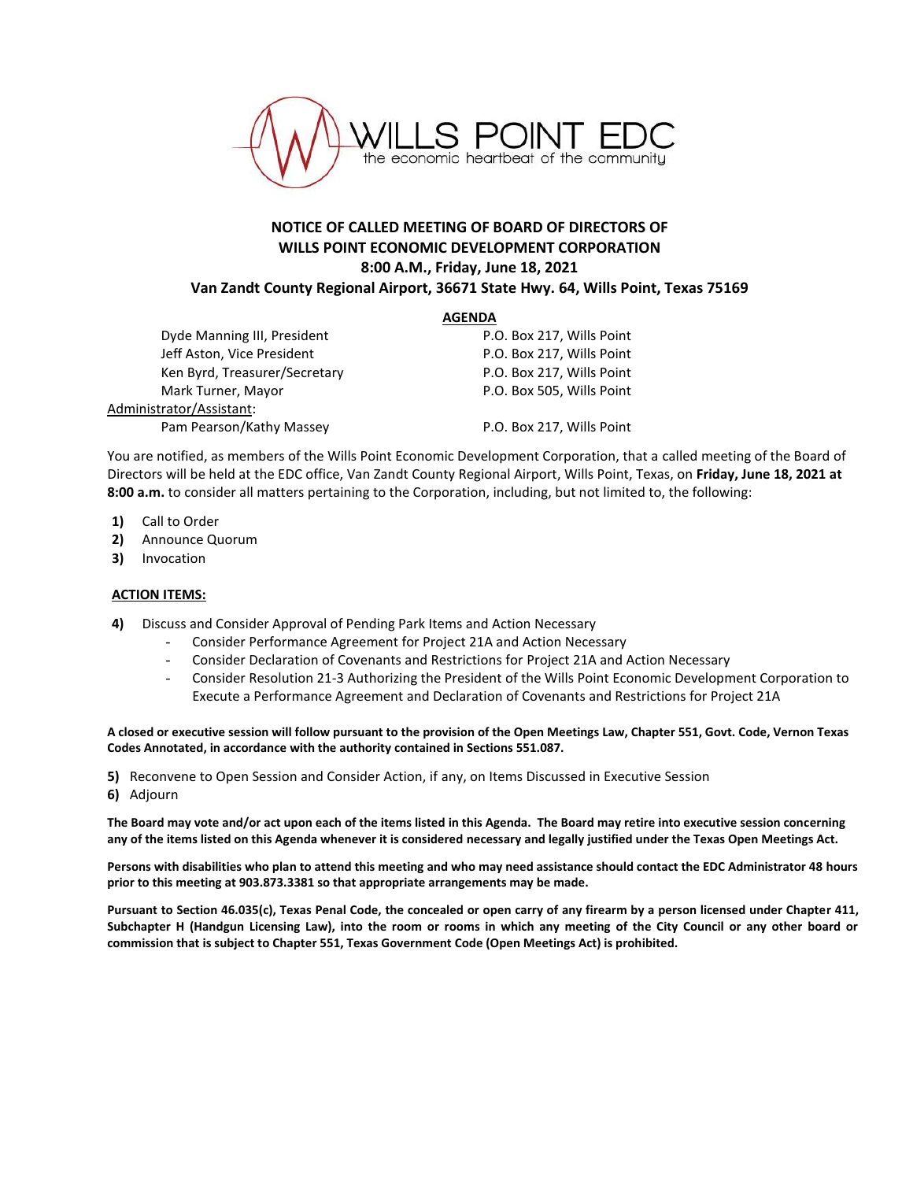WILLS POINT EDC
the economic heartbeat of the community

# NOTICE OF CALLED MEETING OF BOARD OF DIRECTORS OF WILLS POINT ECONOMIC DEVELOPMENT CORPORATION

**8:00 A.M., Friday, June 18, 2021**

**Van Zandt County Regional Airport, 36671 State Hwy. 64, Wills Point, Texas 75169**

## AGENDA

| | |
|---|---|
| Dyde Manning III, President | P.O. Box 217, Wills Point |
| Jeff Aston, Vice President | P.O. Box 217, Wills Point |
| Ken Byrd, Treasurer/Secretary | P.O. Box 217, Wills Point |
| Mark Turner, Mayor | P.O. Box 505, Wills Point |
| Administrator/Assistant: | |
| Pam Pearson/Kathy Massey | P.O. Box 217, Wills Point |

You are notified, as members of the Wills Point Economic Development Corporation, that a called meeting of the Board of Directors will be held at the EDC office, Van Zandt County Regional Airport, Wills Point, Texas, on **Friday, June 18, 2021 at 8:00 a.m.** to consider all matters pertaining to the Corporation, including, but not limited to, the following:

1) Call to Order
2) Announce Quorum
3) Invocation

**ACTION ITEMS:**

4) Discuss and Consider Approval of Pending Park Items and Action Necessary
   - Consider Performance Agreement for Project 21A and Action Necessary
   - Consider Declaration of Covenants and Restrictions for Project 21A and Action Necessary
   - Consider Resolution 21-3 Authorizing the President of the Wills Point Economic Development Corporation to Execute a Performance Agreement and Declaration of Covenants and Restrictions for Project 21A

**A closed or executive session will follow pursuant to the provision of the Open Meetings Law, Chapter 551, Govt. Code, Vernon Texas Codes Annotated, in accordance with the authority contained in Sections 551.087.**

5) Reconvene to Open Session and Consider Action, if any, on Items Discussed in Executive Session
6) Adjourn

**The Board may vote and/or act upon each of the items listed in this Agenda. The Board may retire into executive session concerning any of the items listed on this Agenda whenever it is considered necessary and legally justified under the Texas Open Meetings Act.**

**Persons with disabilities who plan to attend this meeting and who may need assistance should contact the EDC Administrator 48 hours prior to this meeting at 903.873.3381 so that appropriate arrangements may be made.**

**Pursuant to Section 46.035(c), Texas Penal Code, the concealed or open carry of any firearm by a person licensed under Chapter 411, Subchapter H (Handgun Licensing Law), into the room or rooms in which any meeting of the City Council or any other board or commission that is subject to Chapter 551, Texas Government Code (Open Meetings Act) is prohibited.**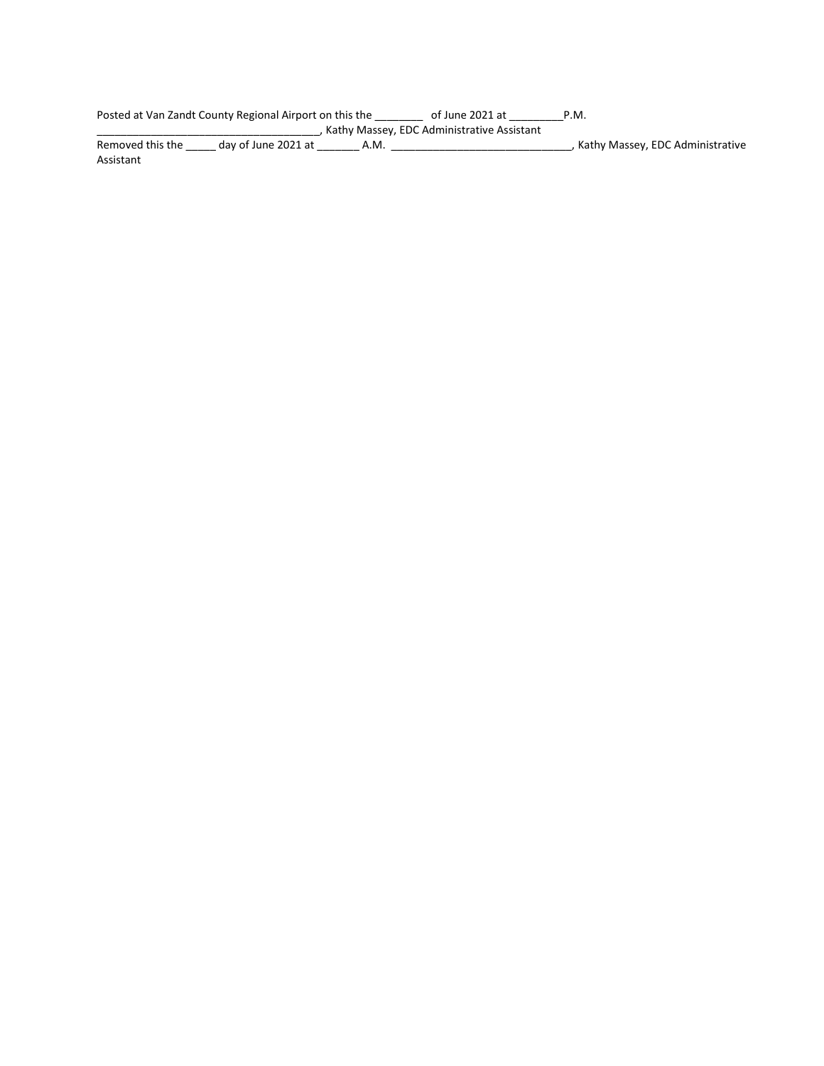Posted at Van Zandt County Regional Airport on this the ________ of June 2021 at _________P.M.
____________________________________, Kathy Massey, EDC Administrative Assistant
Removed this the _____ day of June 2021 at _______ A.M. _____________________________, Kathy Massey, EDC Administrative Assistant